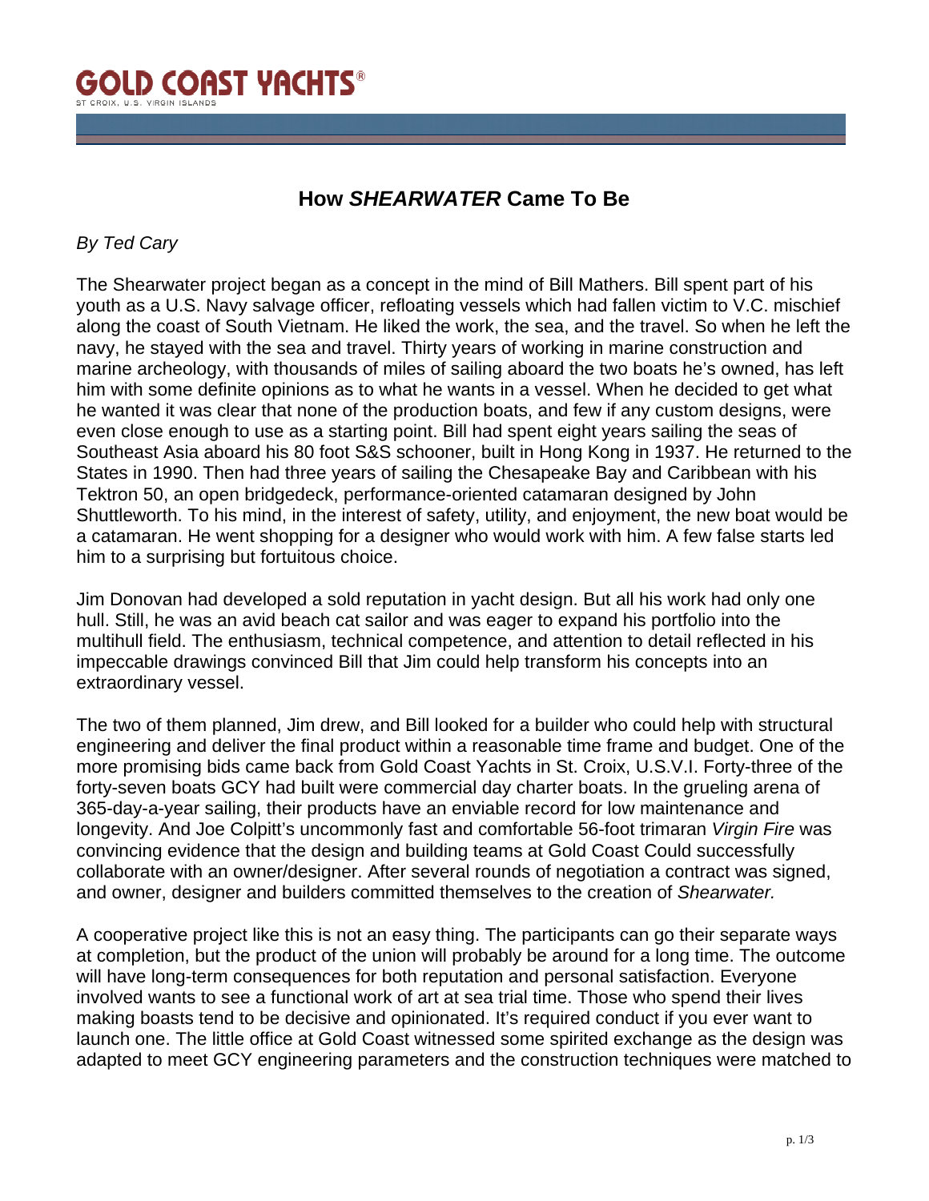GOLD COAST YACHTS®
ST CROIX, U.S. VIRGIN ISLANDS

# How *SHEARWATER* Came To Be

*By Ted Cary*

The Shearwater project began as a concept in the mind of Bill Mathers. Bill spent part of his youth as a U.S. Navy salvage officer, refloating vessels which had fallen victim to V.C. mischief along the coast of South Vietnam. He liked the work, the sea, and the travel. So when he left the navy, he stayed with the sea and travel. Thirty years of working in marine construction and marine archeology, with thousands of miles of sailing aboard the two boats he's owned, has left him with some definite opinions as to what he wants in a vessel. When he decided to get what he wanted it was clear that none of the production boats, and few if any custom designs, were even close enough to use as a starting point. Bill had spent eight years sailing the seas of Southeast Asia aboard his 80 foot S&S schooner, built in Hong Kong in 1937. He returned to the States in 1990. Then had three years of sailing the Chesapeake Bay and Caribbean with his Tektron 50, an open bridgedeck, performance-oriented catamaran designed by John Shuttleworth. To his mind, in the interest of safety, utility, and enjoyment, the new boat would be a catamaran. He went shopping for a designer who would work with him. A few false starts led him to a surprising but fortuitous choice.

Jim Donovan had developed a sold reputation in yacht design. But all his work had only one hull. Still, he was an avid beach cat sailor and was eager to expand his portfolio into the multihull field. The enthusiasm, technical competence, and attention to detail reflected in his impeccable drawings convinced Bill that Jim could help transform his concepts into an extraordinary vessel.

The two of them planned, Jim drew, and Bill looked for a builder who could help with structural engineering and deliver the final product within a reasonable time frame and budget. One of the more promising bids came back from Gold Coast Yachts in St. Croix, U.S.V.I. Forty-three of the forty-seven boats GCY had built were commercial day charter boats. In the grueling arena of 365-day-a-year sailing, their products have an enviable record for low maintenance and longevity. And Joe Colpitt's uncommonly fast and comfortable 56-foot trimaran *Virgin Fire* was convincing evidence that the design and building teams at Gold Coast Could successfully collaborate with an owner/designer. After several rounds of negotiation a contract was signed, and owner, designer and builders committed themselves to the creation of *Shearwater.*

A cooperative project like this is not an easy thing. The participants can go their separate ways at completion, but the product of the union will probably be around for a long time. The outcome will have long-term consequences for both reputation and personal satisfaction. Everyone involved wants to see a functional work of art at sea trial time. Those who spend their lives making boasts tend to be decisive and opinionated. It's required conduct if you ever want to launch one. The little office at Gold Coast witnessed some spirited exchange as the design was adapted to meet GCY engineering parameters and the construction techniques were matched to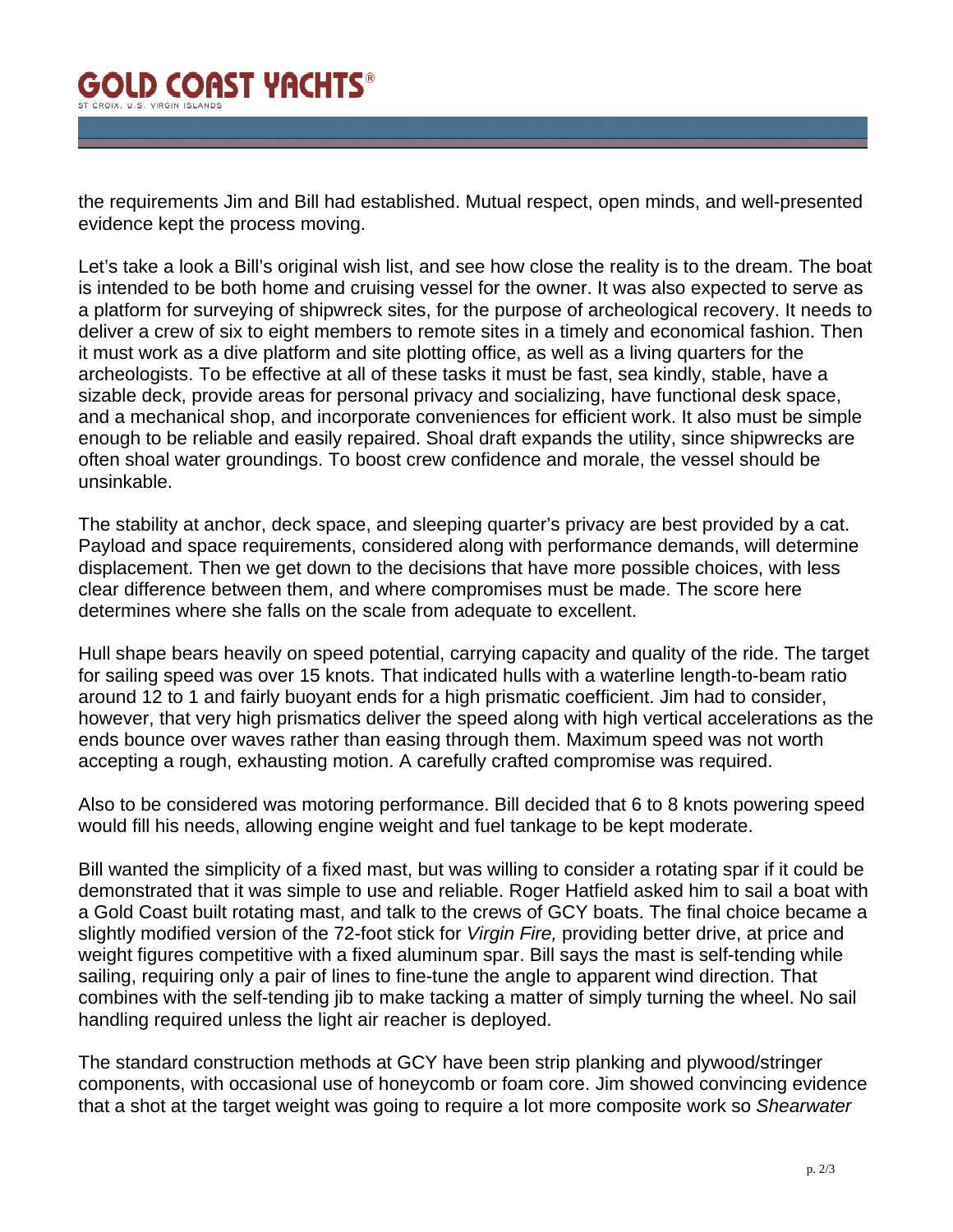the requirements Jim and Bill had established. Mutual respect, open minds, and well-presented evidence kept the process moving.

Let's take a look a Bill's original wish list, and see how close the reality is to the dream. The boat is intended to be both home and cruising vessel for the owner. It was also expected to serve as a platform for surveying of shipwreck sites, for the purpose of archeological recovery. It needs to deliver a crew of six to eight members to remote sites in a timely and economical fashion. Then it must work as a dive platform and site plotting office, as well as a living quarters for the archeologists. To be effective at all of these tasks it must be fast, sea kindly, stable, have a sizable deck, provide areas for personal privacy and socializing, have functional desk space, and a mechanical shop, and incorporate conveniences for efficient work. It also must be simple enough to be reliable and easily repaired. Shoal draft expands the utility, since shipwrecks are often shoal water groundings. To boost crew confidence and morale, the vessel should be unsinkable.

The stability at anchor, deck space, and sleeping quarter's privacy are best provided by a cat. Payload and space requirements, considered along with performance demands, will determine displacement. Then we get down to the decisions that have more possible choices, with less clear difference between them, and where compromises must be made. The score here determines where she falls on the scale from adequate to excellent.

Hull shape bears heavily on speed potential, carrying capacity and quality of the ride. The target for sailing speed was over 15 knots. That indicated hulls with a waterline length-to-beam ratio around 12 to 1 and fairly buoyant ends for a high prismatic coefficient. Jim had to consider, however, that very high prismatics deliver the speed along with high vertical accelerations as the ends bounce over waves rather than easing through them. Maximum speed was not worth accepting a rough, exhausting motion. A carefully crafted compromise was required.

Also to be considered was motoring performance. Bill decided that 6 to 8 knots powering speed would fill his needs, allowing engine weight and fuel tankage to be kept moderate.

Bill wanted the simplicity of a fixed mast, but was willing to consider a rotating spar if it could be demonstrated that it was simple to use and reliable. Roger Hatfield asked him to sail a boat with a Gold Coast built rotating mast, and talk to the crews of GCY boats. The final choice became a slightly modified version of the 72-foot stick for *Virgin Fire,* providing better drive, at price and weight figures competitive with a fixed aluminum spar. Bill says the mast is self-tending while sailing, requiring only a pair of lines to fine-tune the angle to apparent wind direction. That combines with the self-tending jib to make tacking a matter of simply turning the wheel. No sail handling required unless the light air reacher is deployed.

The standard construction methods at GCY have been strip planking and plywood/stringer components, with occasional use of honeycomb or foam core. Jim showed convincing evidence that a shot at the target weight was going to require a lot more composite work so *Shearwater*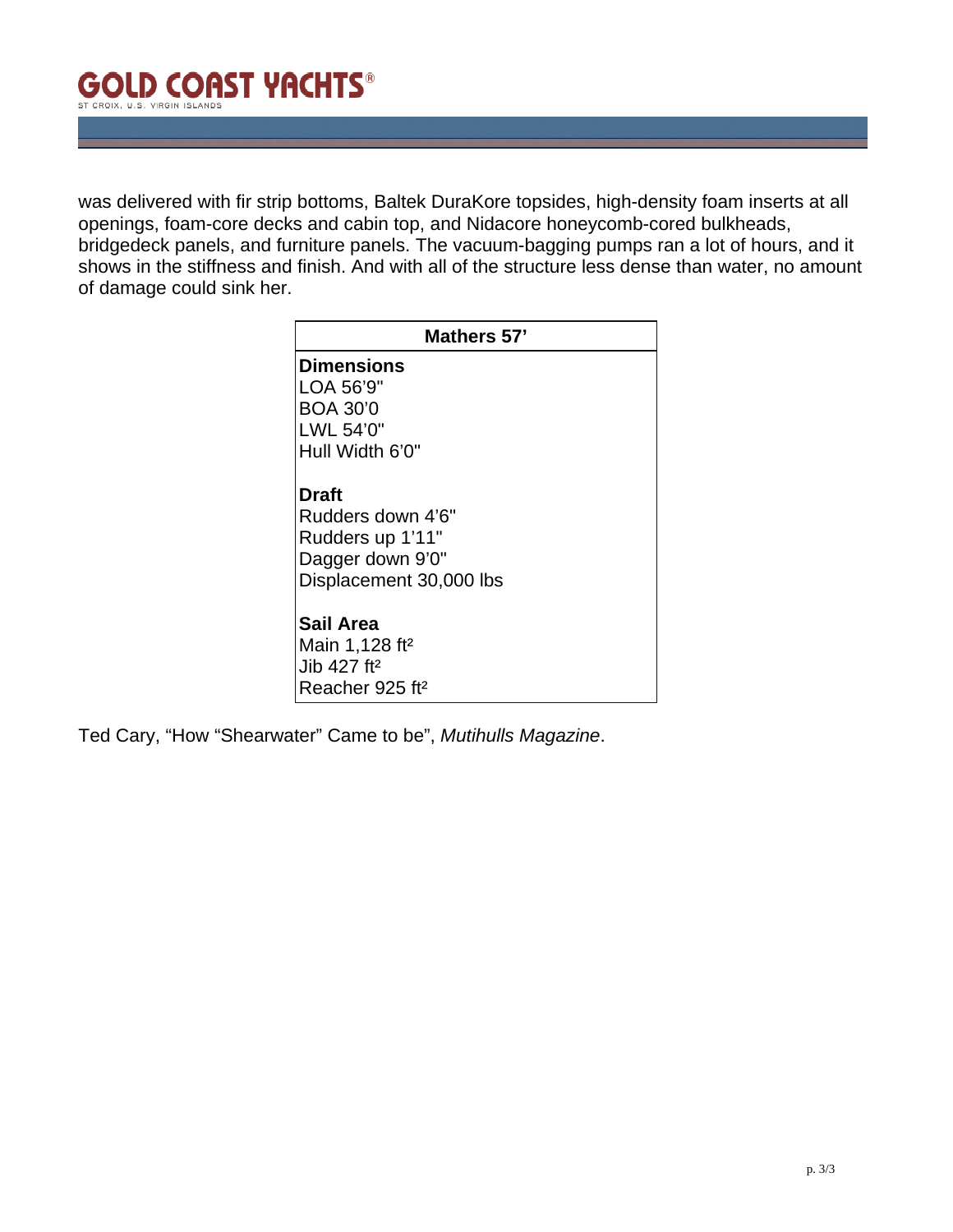was delivered with fir strip bottoms, Baltek DuraKore topsides, high-density foam inserts at all openings, foam-core decks and cabin top, and Nidacore honeycomb-cored bulkheads, bridgedeck panels, and furniture panels. The vacuum-bagging pumps ran a lot of hours, and it shows in the stiffness and finish. And with all of the structure less dense than water, no amount of damage could sink her.

| Mathers 57’ |
|---|
| **Dimensions**<br>LOA 56’9"<br>BOA 30’0<br>LWL 54’0"<br>Hull Width 6’0" |
| **Draft**<br>Rudders down 4’6"<br>Rudders up 1’11"<br>Dagger down 9’0"<br>Displacement 30,000 lbs |
| **Sail Area**<br>Main 1,128 ft²<br>Jib 427 ft²<br>Reacher 925 ft² |

Ted Cary, “How “Shearwater” Came to be”, *Mutihulls Magazine*.